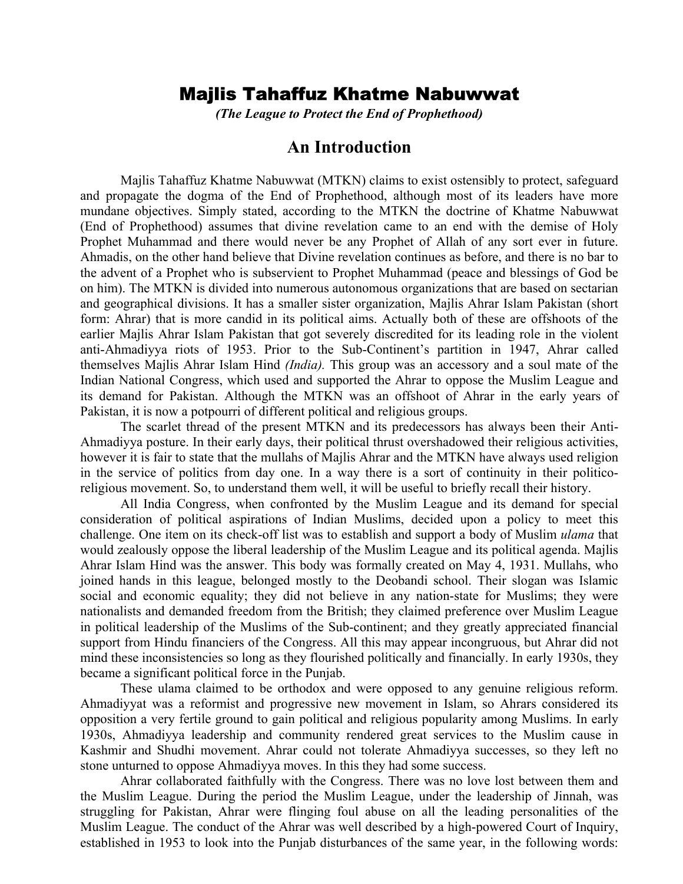# Majlis Tahaffuz Khatme Nabuwwat

*(The League to Protect the End of Prophethood)*

## An Introduction

Majlis Tahaffuz Khatme Nabuwwat (MTKN) claims to exist ostensibly to protect, safeguard and propagate the dogma of the End of Prophethood, although most of its leaders have more mundane objectives. Simply stated, according to the MTKN the doctrine of Khatme Nabuwwat (End of Prophethood) assumes that divine revelation came to an end with the demise of Holy Prophet Muhammad and there would never be any Prophet of Allah of any sort ever in future. Ahmadis, on the other hand believe that Divine revelation continues as before, and there is no bar to the advent of a Prophet who is subservient to Prophet Muhammad (peace and blessings of God be on him). The MTKN is divided into numerous autonomous organizations that are based on sectarian and geographical divisions. It has a smaller sister organization, Majlis Ahrar Islam Pakistan (short form: Ahrar) that is more candid in its political aims. Actually both of these are offshoots of the earlier Majlis Ahrar Islam Pakistan that got severely discredited for its leading role in the violent anti-Ahmadiyya riots of 1953. Prior to the Sub-Continent's partition in 1947, Ahrar called themselves Majlis Ahrar Islam Hind *(India).* This group was an accessory and a soul mate of the Indian National Congress, which used and supported the Ahrar to oppose the Muslim League and its demand for Pakistan. Although the MTKN was an offshoot of Ahrar in the early years of Pakistan, it is now a potpourri of different political and religious groups.

The scarlet thread of the present MTKN and its predecessors has always been their Anti-Ahmadiyya posture. In their early days, their political thrust overshadowed their religious activities, however it is fair to state that the mullahs of Majlis Ahrar and the MTKN have always used religion in the service of politics from day one. In a way there is a sort of continuity in their politico-religious movement. So, to understand them well, it will be useful to briefly recall their history.

All India Congress, when confronted by the Muslim League and its demand for special consideration of political aspirations of Indian Muslims, decided upon a policy to meet this challenge. One item on its check-off list was to establish and support a body of Muslim *ulama* that would zealously oppose the liberal leadership of the Muslim League and its political agenda. Majlis Ahrar Islam Hind was the answer. This body was formally created on May 4, 1931. Mullahs, who joined hands in this league, belonged mostly to the Deobandi school. Their slogan was Islamic social and economic equality; they did not believe in any nation-state for Muslims; they were nationalists and demanded freedom from the British; they claimed preference over Muslim League in political leadership of the Muslims of the Sub-continent; and they greatly appreciated financial support from Hindu financiers of the Congress. All this may appear incongruous, but Ahrar did not mind these inconsistencies so long as they flourished politically and financially. In early 1930s, they became a significant political force in the Punjab.

These ulama claimed to be orthodox and were opposed to any genuine religious reform. Ahmadiyyat was a reformist and progressive new movement in Islam, so Ahrars considered its opposition a very fertile ground to gain political and religious popularity among Muslims. In early 1930s, Ahmadiyya leadership and community rendered great services to the Muslim cause in Kashmir and Shudhi movement. Ahrar could not tolerate Ahmadiyya successes, so they left no stone unturned to oppose Ahmadiyya moves. In this they had some success.

Ahrar collaborated faithfully with the Congress. There was no love lost between them and the Muslim League. During the period the Muslim League, under the leadership of Jinnah, was struggling for Pakistan, Ahrar were flinging foul abuse on all the leading personalities of the Muslim League. The conduct of the Ahrar was well described by a high-powered Court of Inquiry, established in 1953 to look into the Punjab disturbances of the same year, in the following words: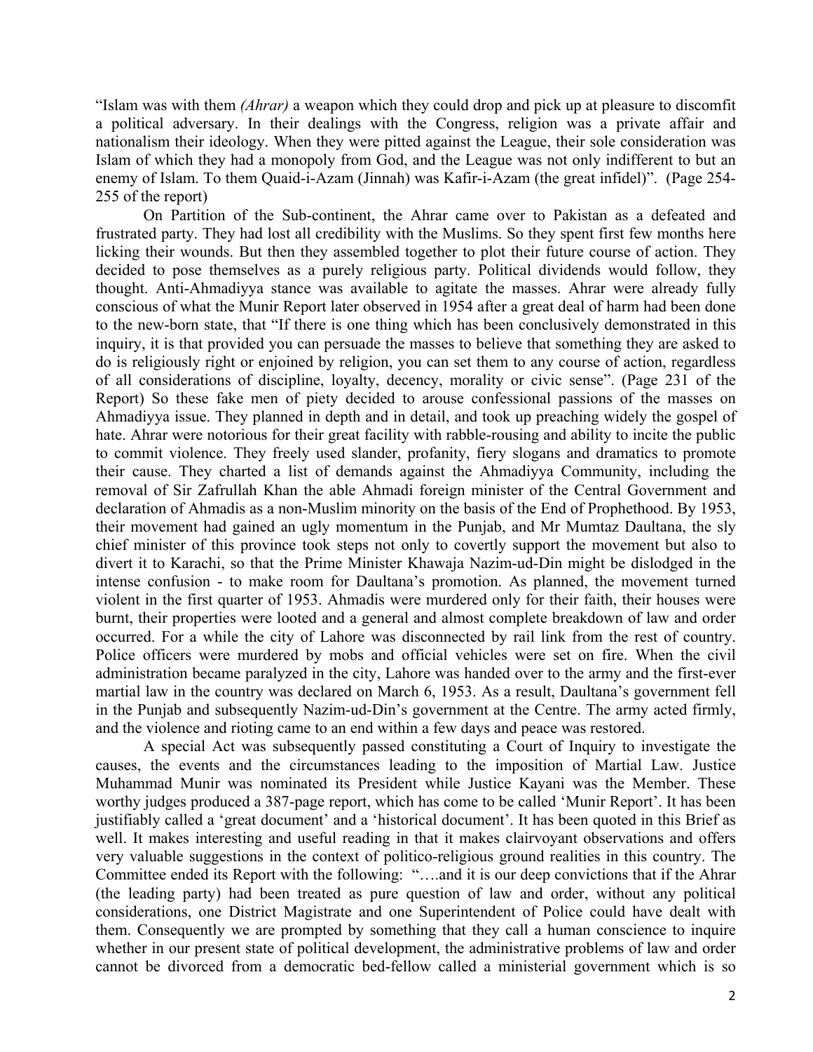"Islam was with them *(Ahrar)* a weapon which they could drop and pick up at pleasure to discomfit a political adversary. In their dealings with the Congress, religion was a private affair and nationalism their ideology. When they were pitted against the League, their sole consideration was Islam of which they had a monopoly from God, and the League was not only indifferent to but an enemy of Islam. To them Quaid-i-Azam (Jinnah) was Kafir-i-Azam (the great infidel)". (Page 254-255 of the report)

On Partition of the Sub-continent, the Ahrar came over to Pakistan as a defeated and frustrated party. They had lost all credibility with the Muslims. So they spent first few months here licking their wounds. But then they assembled together to plot their future course of action. They decided to pose themselves as a purely religious party. Political dividends would follow, they thought. Anti-Ahmadiyya stance was available to agitate the masses. Ahrar were already fully conscious of what the Munir Report later observed in 1954 after a great deal of harm had been done to the new-born state, that "If there is one thing which has been conclusively demonstrated in this inquiry, it is that provided you can persuade the masses to believe that something they are asked to do is religiously right or enjoined by religion, you can set them to any course of action, regardless of all considerations of discipline, loyalty, decency, morality or civic sense". (Page 231 of the Report) So these fake men of piety decided to arouse confessional passions of the masses on Ahmadiyya issue. They planned in depth and in detail, and took up preaching widely the gospel of hate. Ahrar were notorious for their great facility with rabble-rousing and ability to incite the public to commit violence. They freely used slander, profanity, fiery slogans and dramatics to promote their cause. They charted a list of demands against the Ahmadiyya Community, including the removal of Sir Zafrullah Khan the able Ahmadi foreign minister of the Central Government and declaration of Ahmadis as a non-Muslim minority on the basis of the End of Prophethood. By 1953, their movement had gained an ugly momentum in the Punjab, and Mr Mumtaz Daultana, the sly chief minister of this province took steps not only to covertly support the movement but also to divert it to Karachi, so that the Prime Minister Khawaja Nazim-ud-Din might be dislodged in the intense confusion - to make room for Daultana's promotion. As planned, the movement turned violent in the first quarter of 1953. Ahmadis were murdered only for their faith, their houses were burnt, their properties were looted and a general and almost complete breakdown of law and order occurred. For a while the city of Lahore was disconnected by rail link from the rest of country. Police officers were murdered by mobs and official vehicles were set on fire. When the civil administration became paralyzed in the city, Lahore was handed over to the army and the first-ever martial law in the country was declared on March 6, 1953. As a result, Daultana's government fell in the Punjab and subsequently Nazim-ud-Din's government at the Centre. The army acted firmly, and the violence and rioting came to an end within a few days and peace was restored.

A special Act was subsequently passed constituting a Court of Inquiry to investigate the causes, the events and the circumstances leading to the imposition of Martial Law. Justice Muhammad Munir was nominated its President while Justice Kayani was the Member. These worthy judges produced a 387-page report, which has come to be called 'Munir Report'. It has been justifiably called a 'great document' and a 'historical document'. It has been quoted in this Brief as well. It makes interesting and useful reading in that it makes clairvoyant observations and offers very valuable suggestions in the context of politico-religious ground realities in this country. The Committee ended its Report with the following: "….and it is our deep convictions that if the Ahrar (the leading party) had been treated as pure question of law and order, without any political considerations, one District Magistrate and one Superintendent of Police could have dealt with them. Consequently we are prompted by something that they call a human conscience to inquire whether in our present state of political development, the administrative problems of law and order cannot be divorced from a democratic bed-fellow called a ministerial government which is so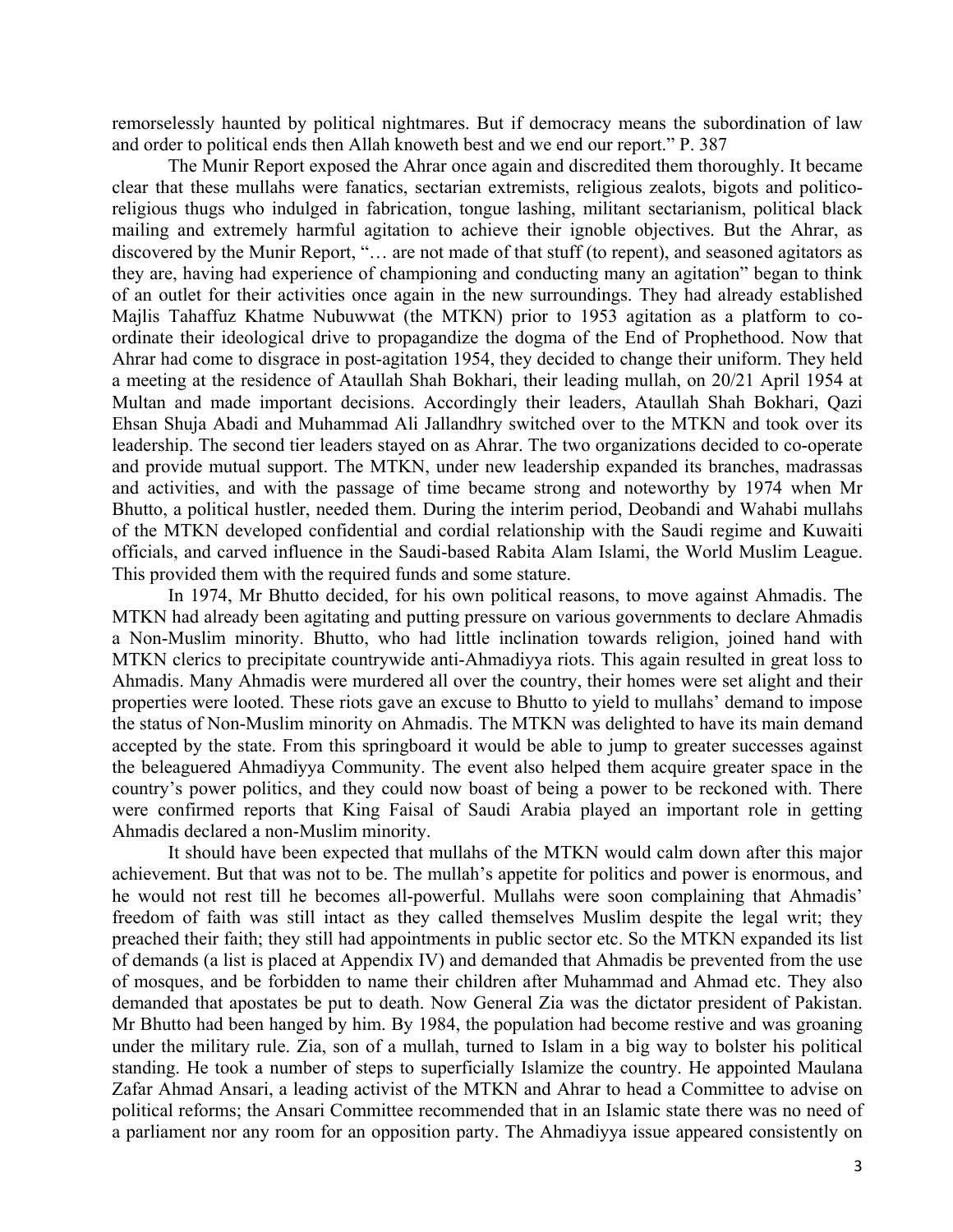remorselessly haunted by political nightmares. But if democracy means the subordination of law and order to political ends then Allah knoweth best and we end our report." P. 387

The Munir Report exposed the Ahrar once again and discredited them thoroughly. It became clear that these mullahs were fanatics, sectarian extremists, religious zealots, bigots and politico-religious thugs who indulged in fabrication, tongue lashing, militant sectarianism, political black mailing and extremely harmful agitation to achieve their ignoble objectives. But the Ahrar, as discovered by the Munir Report, "… are not made of that stuff (to repent), and seasoned agitators as they are, having had experience of championing and conducting many an agitation" began to think of an outlet for their activities once again in the new surroundings. They had already established Majlis Tahaffuz Khatme Nubuwwat (the MTKN) prior to 1953 agitation as a platform to co-ordinate their ideological drive to propagandize the dogma of the End of Prophethood. Now that Ahrar had come to disgrace in post-agitation 1954, they decided to change their uniform. They held a meeting at the residence of Ataullah Shah Bokhari, their leading mullah, on 20/21 April 1954 at Multan and made important decisions. Accordingly their leaders, Ataullah Shah Bokhari, Qazi Ehsan Shuja Abadi and Muhammad Ali Jallandhry switched over to the MTKN and took over its leadership. The second tier leaders stayed on as Ahrar. The two organizations decided to co-operate and provide mutual support. The MTKN, under new leadership expanded its branches, madrassas and activities, and with the passage of time became strong and noteworthy by 1974 when Mr Bhutto, a political hustler, needed them. During the interim period, Deobandi and Wahabi mullahs of the MTKN developed confidential and cordial relationship with the Saudi regime and Kuwaiti officials, and carved influence in the Saudi-based Rabita Alam Islami, the World Muslim League. This provided them with the required funds and some stature.

In 1974, Mr Bhutto decided, for his own political reasons, to move against Ahmadis. The MTKN had already been agitating and putting pressure on various governments to declare Ahmadis a Non-Muslim minority. Bhutto, who had little inclination towards religion, joined hand with MTKN clerics to precipitate countrywide anti-Ahmadiyya riots. This again resulted in great loss to Ahmadis. Many Ahmadis were murdered all over the country, their homes were set alight and their properties were looted. These riots gave an excuse to Bhutto to yield to mullahs' demand to impose the status of Non-Muslim minority on Ahmadis. The MTKN was delighted to have its main demand accepted by the state. From this springboard it would be able to jump to greater successes against the beleaguered Ahmadiyya Community. The event also helped them acquire greater space in the country's power politics, and they could now boast of being a power to be reckoned with. There were confirmed reports that King Faisal of Saudi Arabia played an important role in getting Ahmadis declared a non-Muslim minority.

It should have been expected that mullahs of the MTKN would calm down after this major achievement. But that was not to be. The mullah's appetite for politics and power is enormous, and he would not rest till he becomes all-powerful. Mullahs were soon complaining that Ahmadis' freedom of faith was still intact as they called themselves Muslim despite the legal writ; they preached their faith; they still had appointments in public sector etc. So the MTKN expanded its list of demands (a list is placed at Appendix IV) and demanded that Ahmadis be prevented from the use of mosques, and be forbidden to name their children after Muhammad and Ahmad etc. They also demanded that apostates be put to death. Now General Zia was the dictator president of Pakistan. Mr Bhutto had been hanged by him. By 1984, the population had become restive and was groaning under the military rule. Zia, son of a mullah, turned to Islam in a big way to bolster his political standing. He took a number of steps to superficially Islamize the country. He appointed Maulana Zafar Ahmad Ansari, a leading activist of the MTKN and Ahrar to head a Committee to advise on political reforms; the Ansari Committee recommended that in an Islamic state there was no need of a parliament nor any room for an opposition party. The Ahmadiyya issue appeared consistently on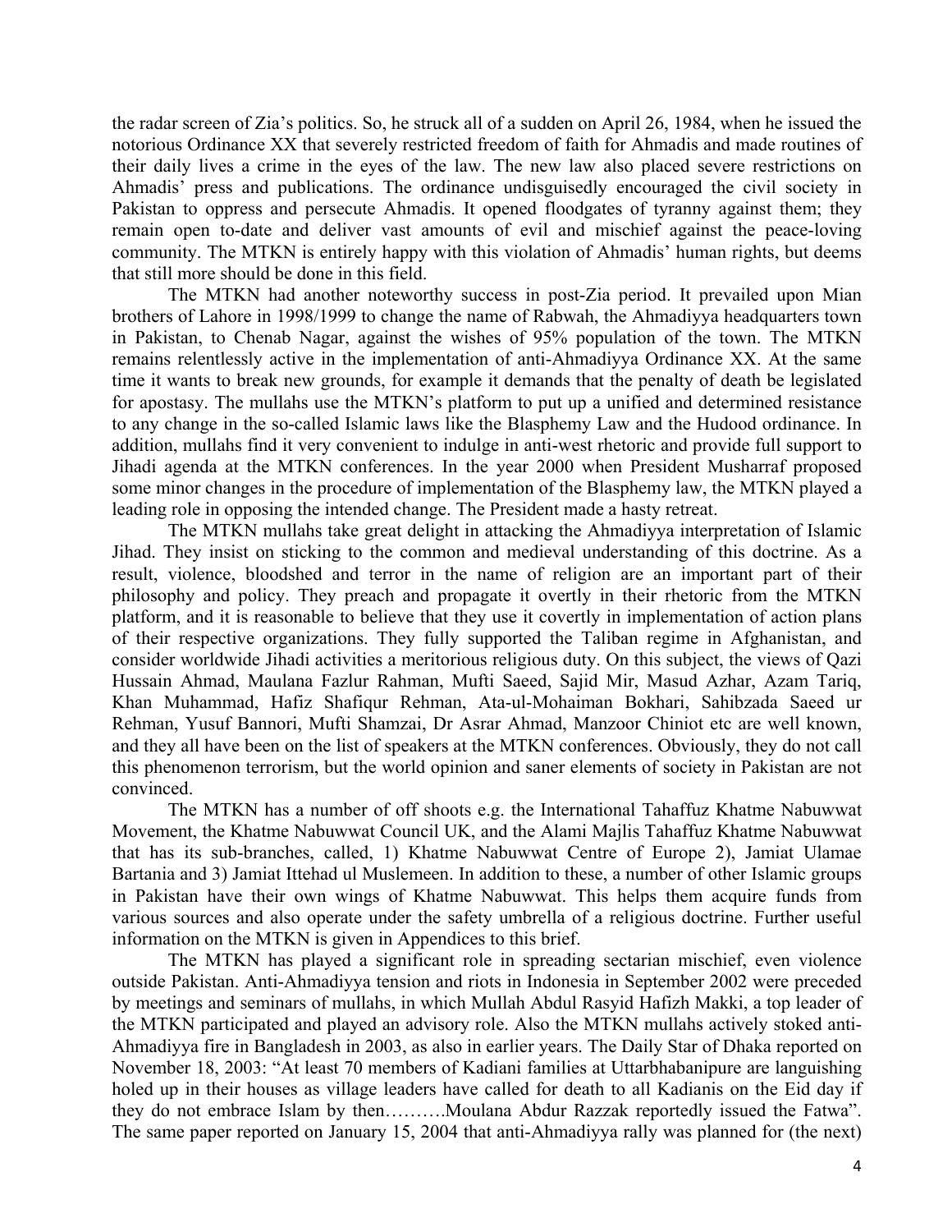the radar screen of Zia's politics. So, he struck all of a sudden on April 26, 1984, when he issued the notorious Ordinance XX that severely restricted freedom of faith for Ahmadis and made routines of their daily lives a crime in the eyes of the law. The new law also placed severe restrictions on Ahmadis' press and publications. The ordinance undisguisedly encouraged the civil society in Pakistan to oppress and persecute Ahmadis. It opened floodgates of tyranny against them; they remain open to-date and deliver vast amounts of evil and mischief against the peace-loving community. The MTKN is entirely happy with this violation of Ahmadis' human rights, but deems that still more should be done in this field.

The MTKN had another noteworthy success in post-Zia period. It prevailed upon Mian brothers of Lahore in 1998/1999 to change the name of Rabwah, the Ahmadiyya headquarters town in Pakistan, to Chenab Nagar, against the wishes of 95% population of the town. The MTKN remains relentlessly active in the implementation of anti-Ahmadiyya Ordinance XX. At the same time it wants to break new grounds, for example it demands that the penalty of death be legislated for apostasy. The mullahs use the MTKN's platform to put up a unified and determined resistance to any change in the so-called Islamic laws like the Blasphemy Law and the Hudood ordinance. In addition, mullahs find it very convenient to indulge in anti-west rhetoric and provide full support to Jihadi agenda at the MTKN conferences. In the year 2000 when President Musharraf proposed some minor changes in the procedure of implementation of the Blasphemy law, the MTKN played a leading role in opposing the intended change. The President made a hasty retreat.

The MTKN mullahs take great delight in attacking the Ahmadiyya interpretation of Islamic Jihad. They insist on sticking to the common and medieval understanding of this doctrine. As a result, violence, bloodshed and terror in the name of religion are an important part of their philosophy and policy. They preach and propagate it overtly in their rhetoric from the MTKN platform, and it is reasonable to believe that they use it covertly in implementation of action plans of their respective organizations. They fully supported the Taliban regime in Afghanistan, and consider worldwide Jihadi activities a meritorious religious duty. On this subject, the views of Qazi Hussain Ahmad, Maulana Fazlur Rahman, Mufti Saeed, Sajid Mir, Masud Azhar, Azam Tariq, Khan Muhammad, Hafiz Shafiqur Rehman, Ata-ul-Mohaiman Bokhari, Sahibzada Saeed ur Rehman, Yusuf Bannori, Mufti Shamzai, Dr Asrar Ahmad, Manzoor Chiniot etc are well known, and they all have been on the list of speakers at the MTKN conferences. Obviously, they do not call this phenomenon terrorism, but the world opinion and saner elements of society in Pakistan are not convinced.

The MTKN has a number of off shoots e.g. the International Tahaffuz Khatme Nabuwwat Movement, the Khatme Nabuwwat Council UK, and the Alami Majlis Tahaffuz Khatme Nabuwwat that has its sub-branches, called, 1) Khatme Nabuwwat Centre of Europe 2), Jamiat Ulamae Bartania and 3) Jamiat Ittehad ul Muslemeen. In addition to these, a number of other Islamic groups in Pakistan have their own wings of Khatme Nabuwwat. This helps them acquire funds from various sources and also operate under the safety umbrella of a religious doctrine. Further useful information on the MTKN is given in Appendices to this brief.

The MTKN has played a significant role in spreading sectarian mischief, even violence outside Pakistan. Anti-Ahmadiyya tension and riots in Indonesia in September 2002 were preceded by meetings and seminars of mullahs, in which Mullah Abdul Rasyid Hafizh Makki, a top leader of the MTKN participated and played an advisory role. Also the MTKN mullahs actively stoked anti-Ahmadiyya fire in Bangladesh in 2003, as also in earlier years. The Daily Star of Dhaka reported on November 18, 2003: "At least 70 members of Kadiani families at Uttarbhabanipure are languishing holed up in their houses as village leaders have called for death to all Kadianis on the Eid day if they do not embrace Islam by then……….Moulana Abdur Razzak reportedly issued the Fatwa". The same paper reported on January 15, 2004 that anti-Ahmadiyya rally was planned for (the next)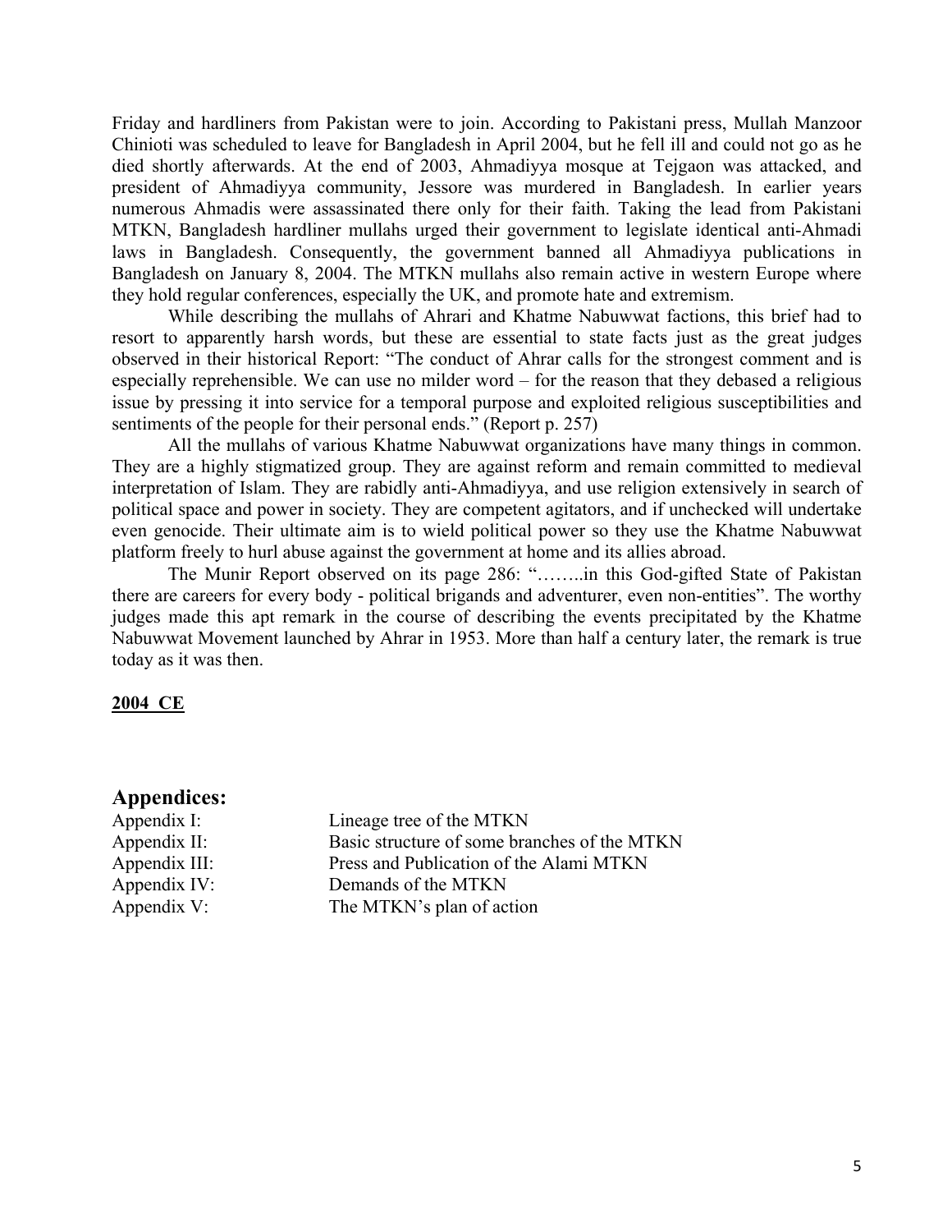Friday and hardliners from Pakistan were to join. According to Pakistani press, Mullah Manzoor Chinioti was scheduled to leave for Bangladesh in April 2004, but he fell ill and could not go as he died shortly afterwards. At the end of 2003, Ahmadiyya mosque at Tejgaon was attacked, and president of Ahmadiyya community, Jessore was murdered in Bangladesh. In earlier years numerous Ahmadis were assassinated there only for their faith. Taking the lead from Pakistani MTKN, Bangladesh hardliner mullahs urged their government to legislate identical anti-Ahmadi laws in Bangladesh. Consequently, the government banned all Ahmadiyya publications in Bangladesh on January 8, 2004. The MTKN mullahs also remain active in western Europe where they hold regular conferences, especially the UK, and promote hate and extremism.

While describing the mullahs of Ahrari and Khatme Nabuwwat factions, this brief had to resort to apparently harsh words, but these are essential to state facts just as the great judges observed in their historical Report: "The conduct of Ahrar calls for the strongest comment and is especially reprehensible. We can use no milder word – for the reason that they debased a religious issue by pressing it into service for a temporal purpose and exploited religious susceptibilities and sentiments of the people for their personal ends." (Report p. 257)

All the mullahs of various Khatme Nabuwwat organizations have many things in common. They are a highly stigmatized group. They are against reform and remain committed to medieval interpretation of Islam. They are rabidly anti-Ahmadiyya, and use religion extensively in search of political space and power in society. They are competent agitators, and if unchecked will undertake even genocide. Their ultimate aim is to wield political power so they use the Khatme Nabuwwat platform freely to hurl abuse against the government at home and its allies abroad.

The Munir Report observed on its page 286: "……..in this God-gifted State of Pakistan there are careers for every body - political brigands and adventurer, even non-entities". The worthy judges made this apt remark in the course of describing the events precipitated by the Khatme Nabuwwat Movement launched by Ahrar in 1953. More than half a century later, the remark is true today as it was then.

**2004 CE**

## Appendices:

| | |
|---|---|
| Appendix I: | Lineage tree of the MTKN |
| Appendix II: | Basic structure of some branches of the MTKN |
| Appendix III: | Press and Publication of the Alami MTKN |
| Appendix IV: | Demands of the MTKN |
| Appendix V: | The MTKN's plan of action |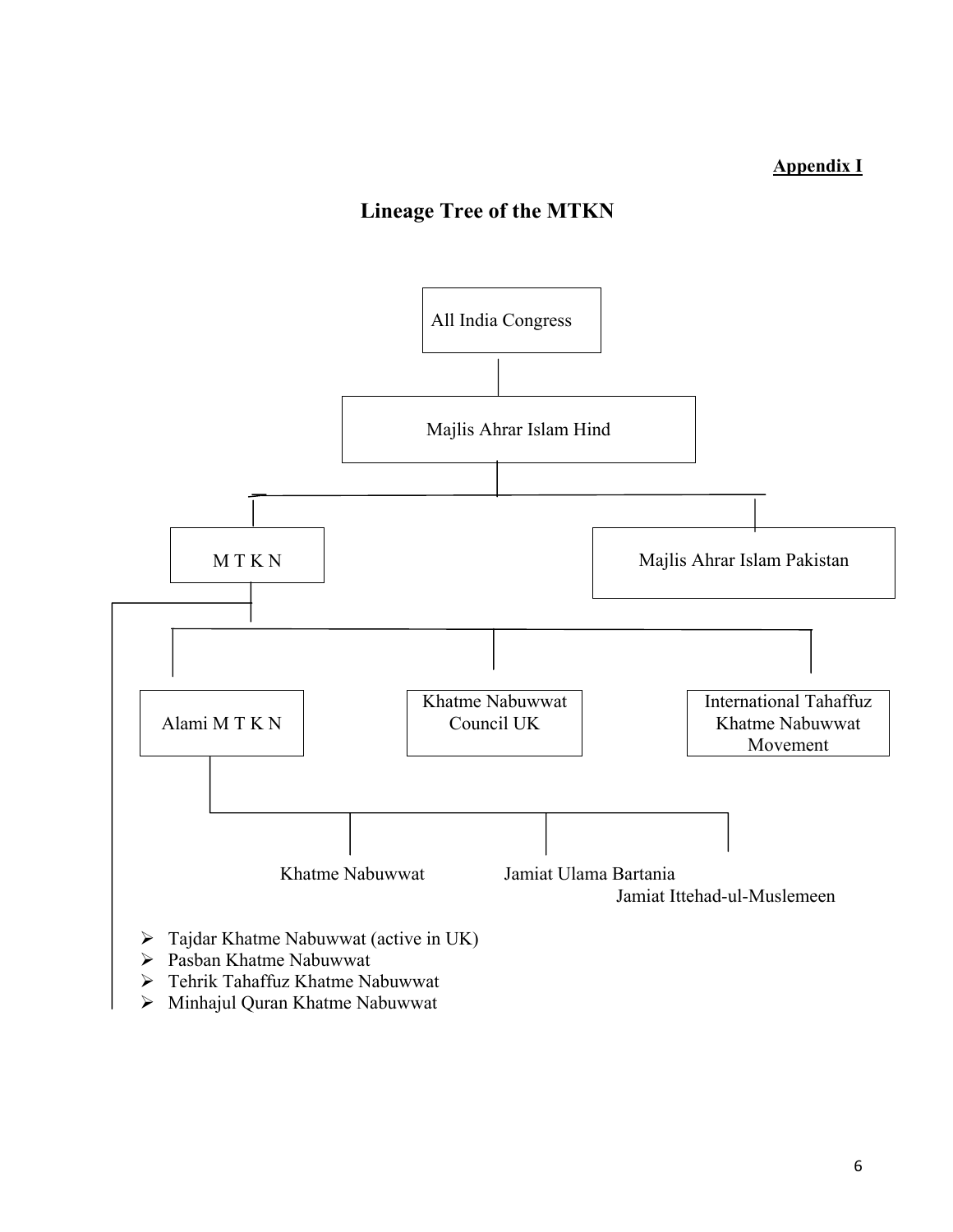**Appendix I**

# Lineage Tree of the MTKN

All India Congress

Majlis Ahrar Islam Hind

M T K N

Majlis Ahrar Islam Pakistan

Alami M T K N

Khatme Nabuwwat Council UK

International Tahaffuz Khatme Nabuwwat Movement

Khatme Nabuwwat

Jamiat Ulama Bartania

Jamiat Ittehad-ul-Muslemeen

- Tajdar Khatme Nabuwwat (active in UK)
- Pasban Khatme Nabuwwat
- Tehrik Tahaffuz Khatme Nabuwwat
- Minhajul Quran Khatme Nabuwwat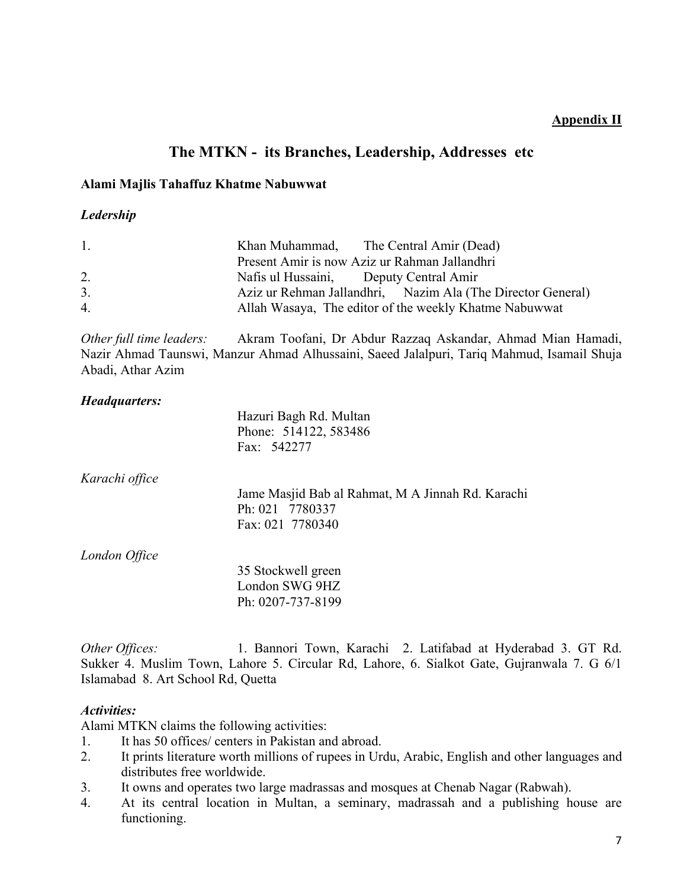**Appendix II**

## The MTKN - its Branches, Leadership, Addresses etc

### Alami Majlis Tahaffuz Khatme Nabuwwat

***Ledership***

1. Khan Muhammad, The Central Amir (Dead)
   Present Amir is now Aziz ur Rahman Jallandhri
2. Nafis ul Hussaini, Deputy Central Amir
3. Aziz ur Rehman Jallandhri, Nazim Ala (The Director General)
4. Allah Wasaya, The editor of the weekly Khatme Nabuwwat

*Other full time leaders:* Akram Toofani, Dr Abdur Razzaq Askandar, Ahmad Mian Hamadi, Nazir Ahmad Taunswi, Manzur Ahmad Alhussaini, Saeed Jalalpuri, Tariq Mahmud, Isamail Shuja Abadi, Athar Azim

***Headquarters:***

Hazuri Bagh Rd. Multan
Phone: 514122, 583486
Fax: 542277

*Karachi office*

Jame Masjid Bab al Rahmat, M A Jinnah Rd. Karachi
Ph: 021 7780337
Fax: 021 7780340

*London Office*

35 Stockwell green
London SWG 9HZ
Ph: 0207-737-8199

*Other Offices:* 1. Bannori Town, Karachi 2. Latifabad at Hyderabad 3. GT Rd. Sukker 4. Muslim Town, Lahore 5. Circular Rd, Lahore, 6. Sialkot Gate, Gujranwala 7. G 6/1 Islamabad 8. Art School Rd, Quetta

***Activities:***

Alami MTKN claims the following activities:

1. It has 50 offices/ centers in Pakistan and abroad.
2. It prints literature worth millions of rupees in Urdu, Arabic, English and other languages and distributes free worldwide.
3. It owns and operates two large madrassas and mosques at Chenab Nagar (Rabwah).
4. At its central location in Multan, a seminary, madrassah and a publishing house are functioning.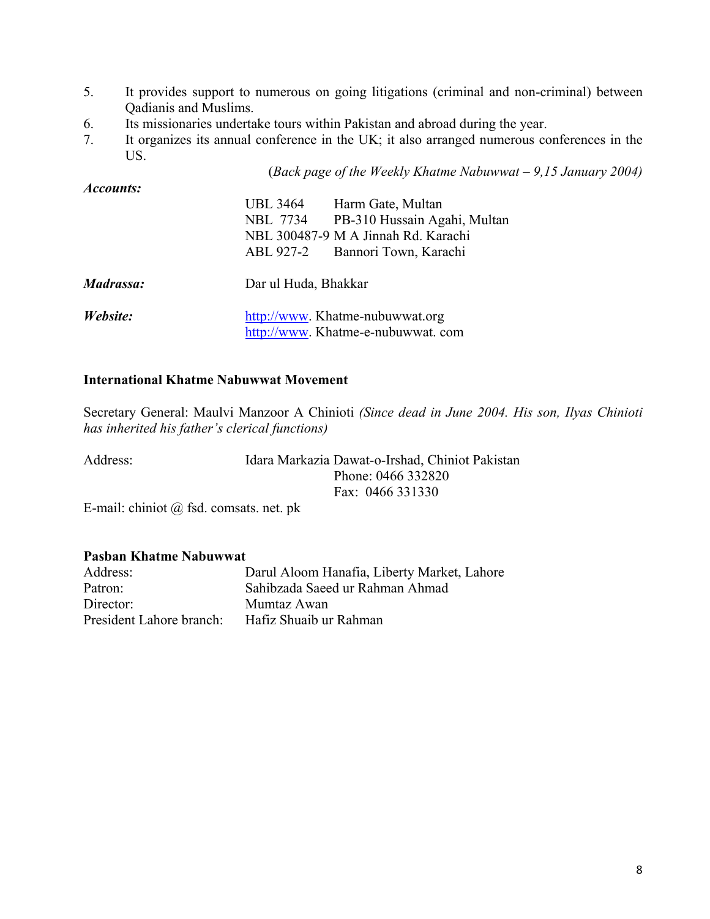5. It provides support to numerous on going litigations (criminal and non-criminal) between Qadianis and Muslims.
6. Its missionaries undertake tours within Pakistan and abroad during the year.
7. It organizes its annual conference in the UK; it also arranged numerous conferences in the US.

(*Back page of the Weekly Khatme Nabuwwat – 9,15 January 2004)*

***Accounts:***

UBL 3464 Harm Gate, Multan
NBL 7734 PB-310 Hussain Agahi, Multan
NBL 300487-9 M A Jinnah Rd. Karachi
ABL 927-2 Bannori Town, Karachi

***Madrassa:*** Dar ul Huda, Bhakkar

***Website:*** http://www. Khatme-nubuwwat.org
http://www. Khatme-e-nubuwwat. com

**International Khatme Nabuwwat Movement**

Secretary General: Maulvi Manzoor A Chinioti *(Since dead in June 2004. His son, Ilyas Chinioti has inherited his father's clerical functions)*

Address: Idara Markazia Dawat-o-Irshad, Chiniot Pakistan
Phone: 0466 332820
Fax: 0466 331330

E-mail: chiniot @ fsd. comsats. net. pk

**Pasban Khatme Nabuwwat**

Address: Darul Aloom Hanafia, Liberty Market, Lahore
Patron: Sahibzada Saeed ur Rahman Ahmad
Director: Mumtaz Awan
President Lahore branch: Hafiz Shuaib ur Rahman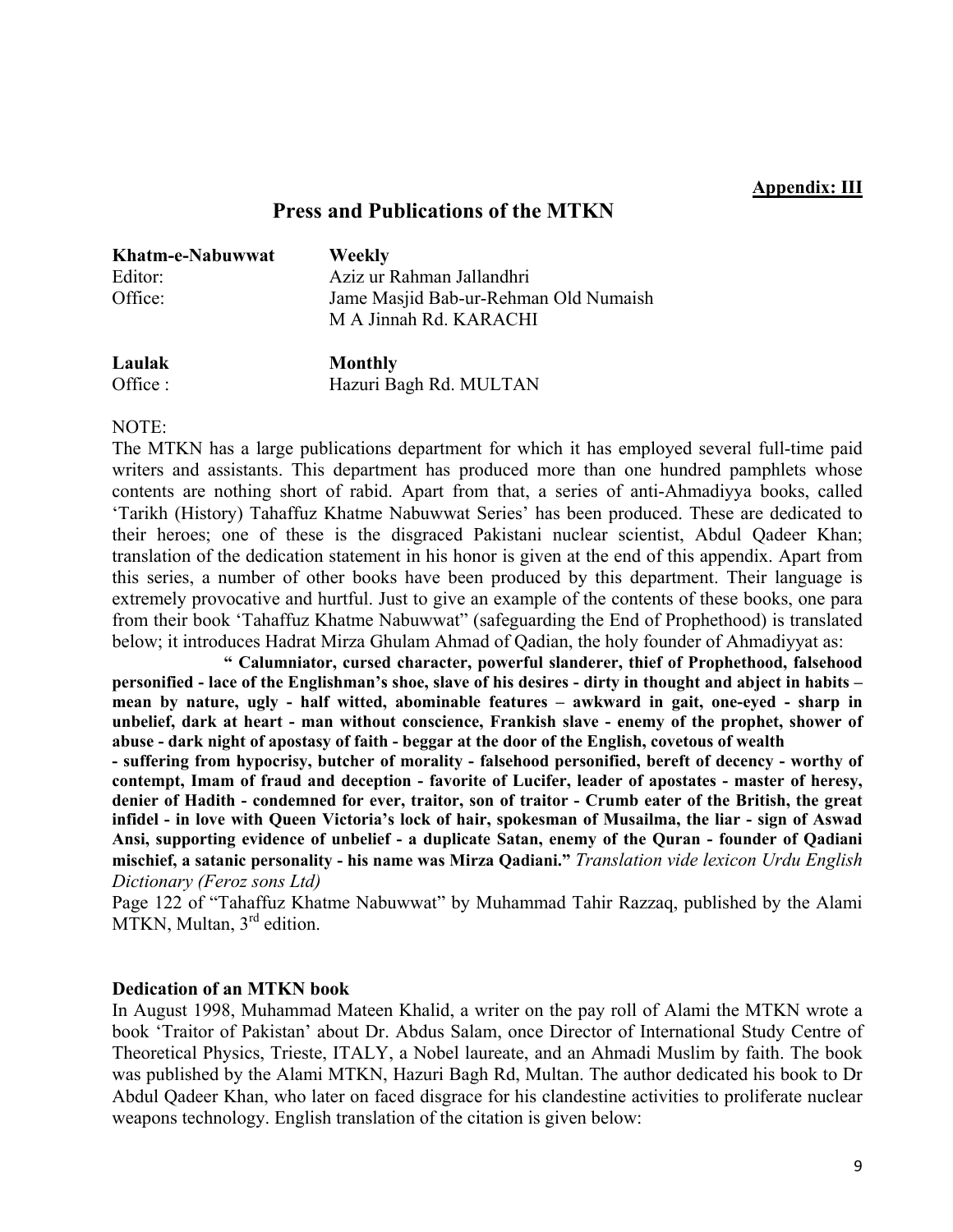**Appendix: III**

## Press and Publications of the MTKN

| | |
|---|---|
| **Khatm-e-Nabuwwat** | **Weekly** |
| Editor: | Aziz ur Rahman Jallandhri |
| Office: | Jame Masjid Bab-ur-Rehman Old Numaish M A Jinnah Rd. KARACHI |

| | |
|---|---|
| **Laulak** | **Monthly** |
| Office : | Hazuri Bagh Rd. MULTAN |

NOTE:

The MTKN has a large publications department for which it has employed several full-time paid writers and assistants. This department has produced more than one hundred pamphlets whose contents are nothing short of rabid. Apart from that, a series of anti-Ahmadiyya books, called 'Tarikh (History) Tahaffuz Khatme Nabuwwat Series' has been produced. These are dedicated to their heroes; one of these is the disgraced Pakistani nuclear scientist, Abdul Qadeer Khan; translation of the dedication statement in his honor is given at the end of this appendix. Apart from this series, a number of other books have been produced by this department. Their language is extremely provocative and hurtful. Just to give an example of the contents of these books, one para from their book 'Tahaffuz Khatme Nabuwwat" (safeguarding the End of Prophethood) is translated below; it introduces Hadrat Mirza Ghulam Ahmad of Qadian, the holy founder of Ahmadiyyat as:

**" Calumniator, cursed character, powerful slanderer, thief of Prophethood, falsehood personified - lace of the Englishman's shoe, slave of his desires - dirty in thought and abject in habits – mean by nature, ugly - half witted, abominable features – awkward in gait, one-eyed - sharp in unbelief, dark at heart - man without conscience, Frankish slave - enemy of the prophet, shower of abuse - dark night of apostasy of faith - beggar at the door of the English, covetous of wealth - suffering from hypocrisy, butcher of morality - falsehood personified, bereft of decency - worthy of contempt, Imam of fraud and deception - favorite of Lucifer, leader of apostates - master of heresy, denier of Hadith - condemned for ever, traitor, son of traitor - Crumb eater of the British, the great infidel - in love with Queen Victoria's lock of hair, spokesman of Musailma, the liar - sign of Aswad Ansi, supporting evidence of unbelief - a duplicate Satan, enemy of the Quran - founder of Qadiani mischief, a satanic personality - his name was Mirza Qadiani."** *Translation vide lexicon Urdu English Dictionary (Feroz sons Ltd)*

Page 122 of "Tahaffuz Khatme Nabuwwat" by Muhammad Tahir Razzaq, published by the Alami MTKN, Multan, 3rd edition.

**Dedication of an MTKN book**

In August 1998, Muhammad Mateen Khalid, a writer on the pay roll of Alami the MTKN wrote a book 'Traitor of Pakistan' about Dr. Abdus Salam, once Director of International Study Centre of Theoretical Physics, Trieste, ITALY, a Nobel laureate, and an Ahmadi Muslim by faith. The book was published by the Alami MTKN, Hazuri Bagh Rd, Multan. The author dedicated his book to Dr Abdul Qadeer Khan, who later on faced disgrace for his clandestine activities to proliferate nuclear weapons technology. English translation of the citation is given below: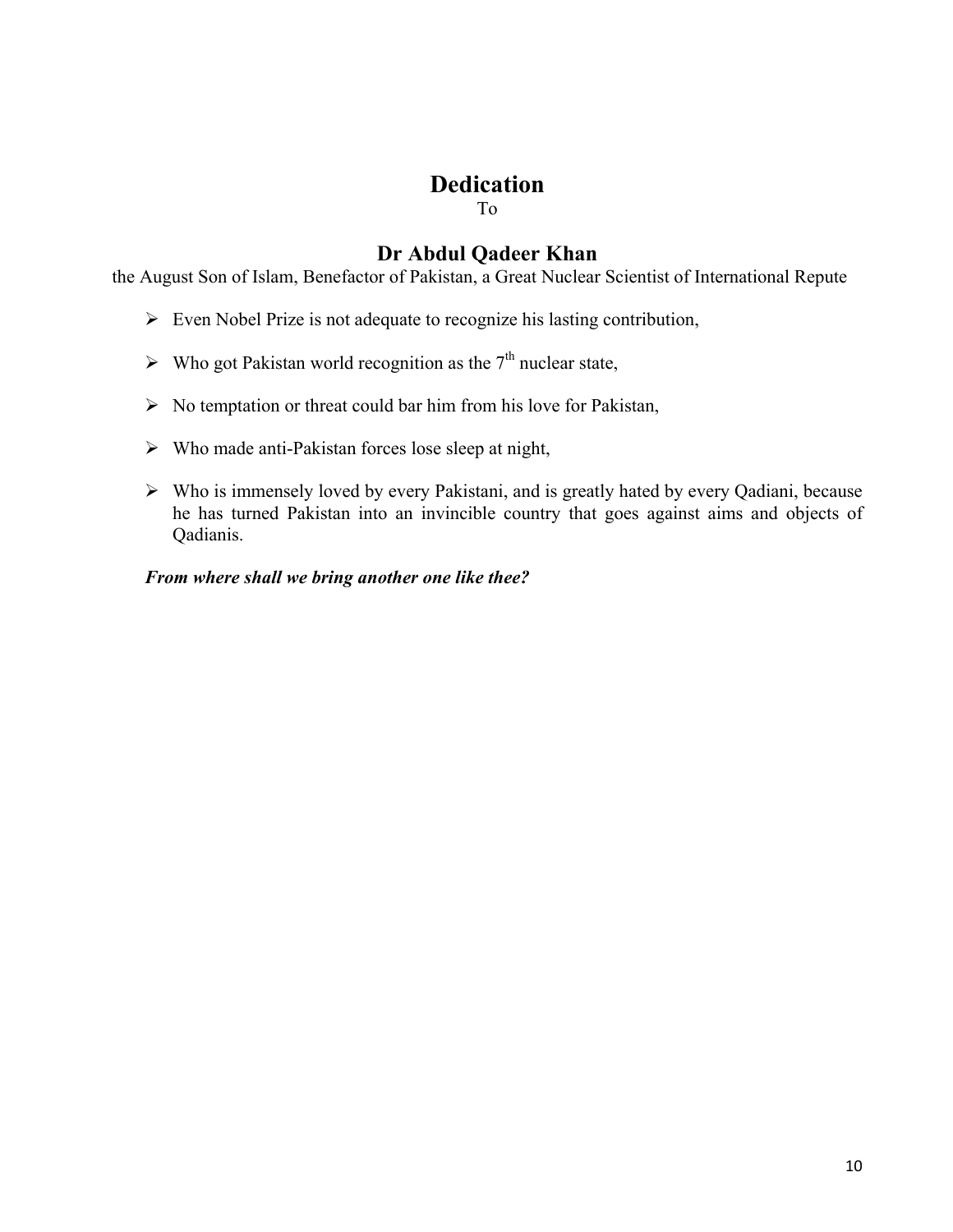# Dedication

To

## Dr Abdul Qadeer Khan

the August Son of Islam, Benefactor of Pakistan, a Great Nuclear Scientist of International Repute

- Even Nobel Prize is not adequate to recognize his lasting contribution,
- Who got Pakistan world recognition as the 7th nuclear state,
- No temptation or threat could bar him from his love for Pakistan,
- Who made anti-Pakistan forces lose sleep at night,
- Who is immensely loved by every Pakistani, and is greatly hated by every Qadiani, because he has turned Pakistan into an invincible country that goes against aims and objects of Qadianis.

***From where shall we bring another one like thee?***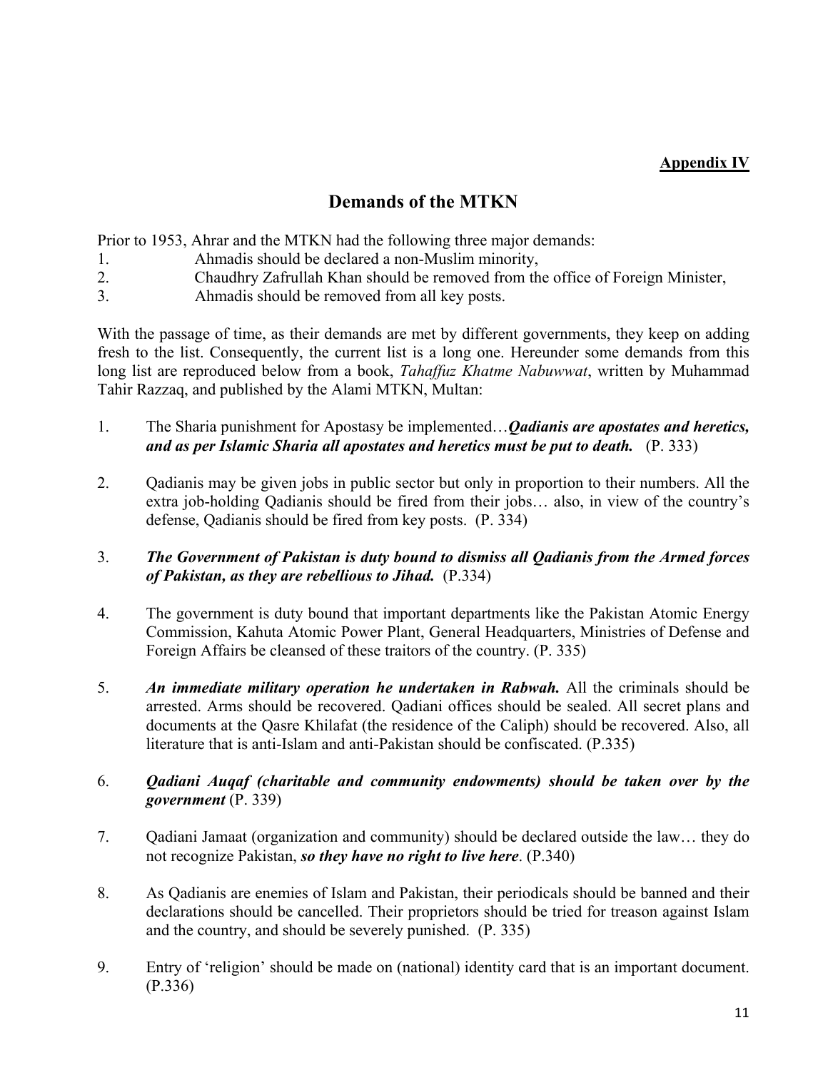**Appendix IV**

## Demands of the MTKN

Prior to 1953, Ahrar and the MTKN had the following three major demands:

1. Ahmadis should be declared a non-Muslim minority,
2. Chaudhry Zafrullah Khan should be removed from the office of Foreign Minister,
3. Ahmadis should be removed from all key posts.

With the passage of time, as their demands are met by different governments, they keep on adding fresh to the list. Consequently, the current list is a long one. Hereunder some demands from this long list are reproduced below from a book, *Tahaffuz Khatme Nabuwwat*, written by Muhammad Tahir Razzaq, and published by the Alami MTKN, Multan:

1. The Sharia punishment for Apostasy be implemented…***Qadianis are apostates and heretics, and as per Islamic Sharia all apostates and heretics must be put to death.*** (P. 333)

2. Qadianis may be given jobs in public sector but only in proportion to their numbers. All the extra job-holding Qadianis should be fired from their jobs… also, in view of the country's defense, Qadianis should be fired from key posts. (P. 334)

3. ***The Government of Pakistan is duty bound to dismiss all Qadianis from the Armed forces of Pakistan, as they are rebellious to Jihad.*** (P.334)

4. The government is duty bound that important departments like the Pakistan Atomic Energy Commission, Kahuta Atomic Power Plant, General Headquarters, Ministries of Defense and Foreign Affairs be cleansed of these traitors of the country. (P. 335)

5. ***An immediate military operation he undertaken in Rabwah.*** All the criminals should be arrested. Arms should be recovered. Qadiani offices should be sealed. All secret plans and documents at the Qasre Khilafat (the residence of the Caliph) should be recovered. Also, all literature that is anti-Islam and anti-Pakistan should be confiscated. (P.335)

6. ***Qadiani Auqaf (charitable and community endowments) should be taken over by the government*** (P. 339)

7. Qadiani Jamaat (organization and community) should be declared outside the law… they do not recognize Pakistan, ***so they have no right to live here***. (P.340)

8. As Qadianis are enemies of Islam and Pakistan, their periodicals should be banned and their declarations should be cancelled. Their proprietors should be tried for treason against Islam and the country, and should be severely punished. (P. 335)

9. Entry of 'religion' should be made on (national) identity card that is an important document. (P.336)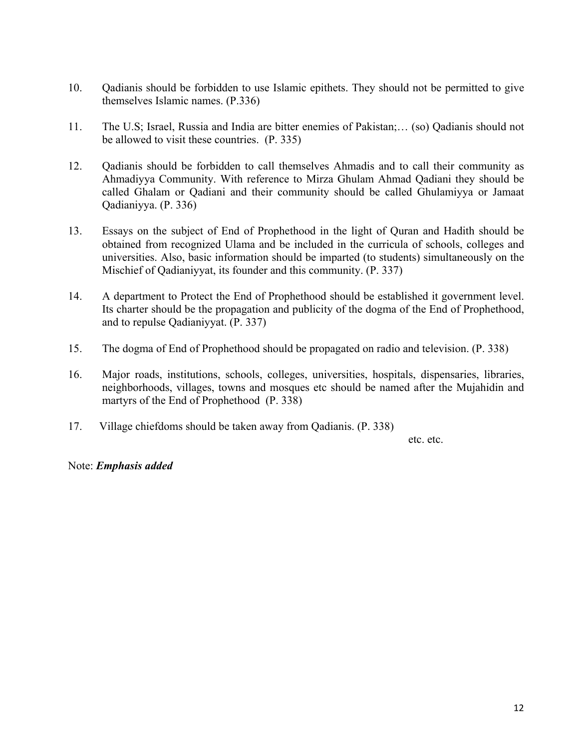10. Qadianis should be forbidden to use Islamic epithets. They should not be permitted to give themselves Islamic names. (P.336)

11. The U.S; Israel, Russia and India are bitter enemies of Pakistan;… (so) Qadianis should not be allowed to visit these countries. (P. 335)

12. Qadianis should be forbidden to call themselves Ahmadis and to call their community as Ahmadiyya Community. With reference to Mirza Ghulam Ahmad Qadiani they should be called Ghalam or Qadiani and their community should be called Ghulamiyya or Jamaat Qadianiyya. (P. 336)

13. Essays on the subject of End of Prophethood in the light of Quran and Hadith should be obtained from recognized Ulama and be included in the curricula of schools, colleges and universities. Also, basic information should be imparted (to students) simultaneously on the Mischief of Qadianiyyat, its founder and this community. (P. 337)

14. A department to Protect the End of Prophethood should be established it government level. Its charter should be the propagation and publicity of the dogma of the End of Prophethood, and to repulse Qadianiyyat. (P. 337)

15. The dogma of End of Prophethood should be propagated on radio and television. (P. 338)

16. Major roads, institutions, schools, colleges, universities, hospitals, dispensaries, libraries, neighborhoods, villages, towns and mosques etc should be named after the Mujahidin and martyrs of the End of Prophethood (P. 338)

17. Village chiefdoms should be taken away from Qadianis. (P. 338)

etc. etc.

Note: ***Emphasis added***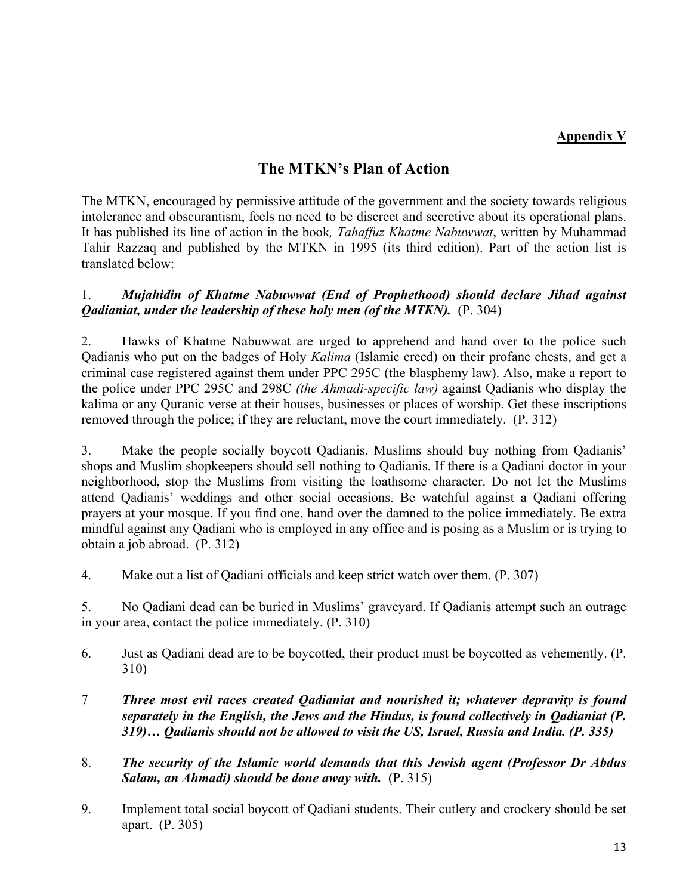**Appendix V**

## The MTKN's Plan of Action

The MTKN, encouraged by permissive attitude of the government and the society towards religious intolerance and obscurantism, feels no need to be discreet and secretive about its operational plans. It has published its line of action in the book, *Tahaffuz Khatme Nabuwwat*, written by Muhammad Tahir Razzaq and published by the MTKN in 1995 (its third edition). Part of the action list is translated below:

1. ***Mujahidin of Khatme Nabuwwat (End of Prophethood) should declare Jihad against Qadianiat, under the leadership of these holy men (of the MTKN).*** (P. 304)

2. Hawks of Khatme Nabuwwat are urged to apprehend and hand over to the police such Qadianis who put on the badges of Holy *Kalima* (Islamic creed) on their profane chests, and get a criminal case registered against them under PPC 295C (the blasphemy law). Also, make a report to the police under PPC 295C and 298C *(the Ahmadi-specific law)* against Qadianis who display the kalima or any Quranic verse at their houses, businesses or places of worship. Get these inscriptions removed through the police; if they are reluctant, move the court immediately. (P. 312)

3. Make the people socially boycott Qadianis. Muslims should buy nothing from Qadianis' shops and Muslim shopkeepers should sell nothing to Qadianis. If there is a Qadiani doctor in your neighborhood, stop the Muslims from visiting the loathsome character. Do not let the Muslims attend Qadianis' weddings and other social occasions. Be watchful against a Qadiani offering prayers at your mosque. If you find one, hand over the damned to the police immediately. Be extra mindful against any Qadiani who is employed in any office and is posing as a Muslim or is trying to obtain a job abroad. (P. 312)

4. Make out a list of Qadiani officials and keep strict watch over them. (P. 307)

5. No Qadiani dead can be buried in Muslims' graveyard. If Qadianis attempt such an outrage in your area, contact the police immediately. (P. 310)

6. Just as Qadiani dead are to be boycotted, their product must be boycotted as vehemently. (P. 310)

7 ***Three most evil races created Qadianiat and nourished it; whatever depravity is found separately in the English, the Jews and the Hindus, is found collectively in Qadianiat (P. 319)… Qadianis should not be allowed to visit the US, Israel, Russia and India. (P. 335)***

8. ***The security of the Islamic world demands that this Jewish agent (Professor Dr Abdus Salam, an Ahmadi) should be done away with.*** (P. 315)

9. Implement total social boycott of Qadiani students. Their cutlery and crockery should be set apart. (P. 305)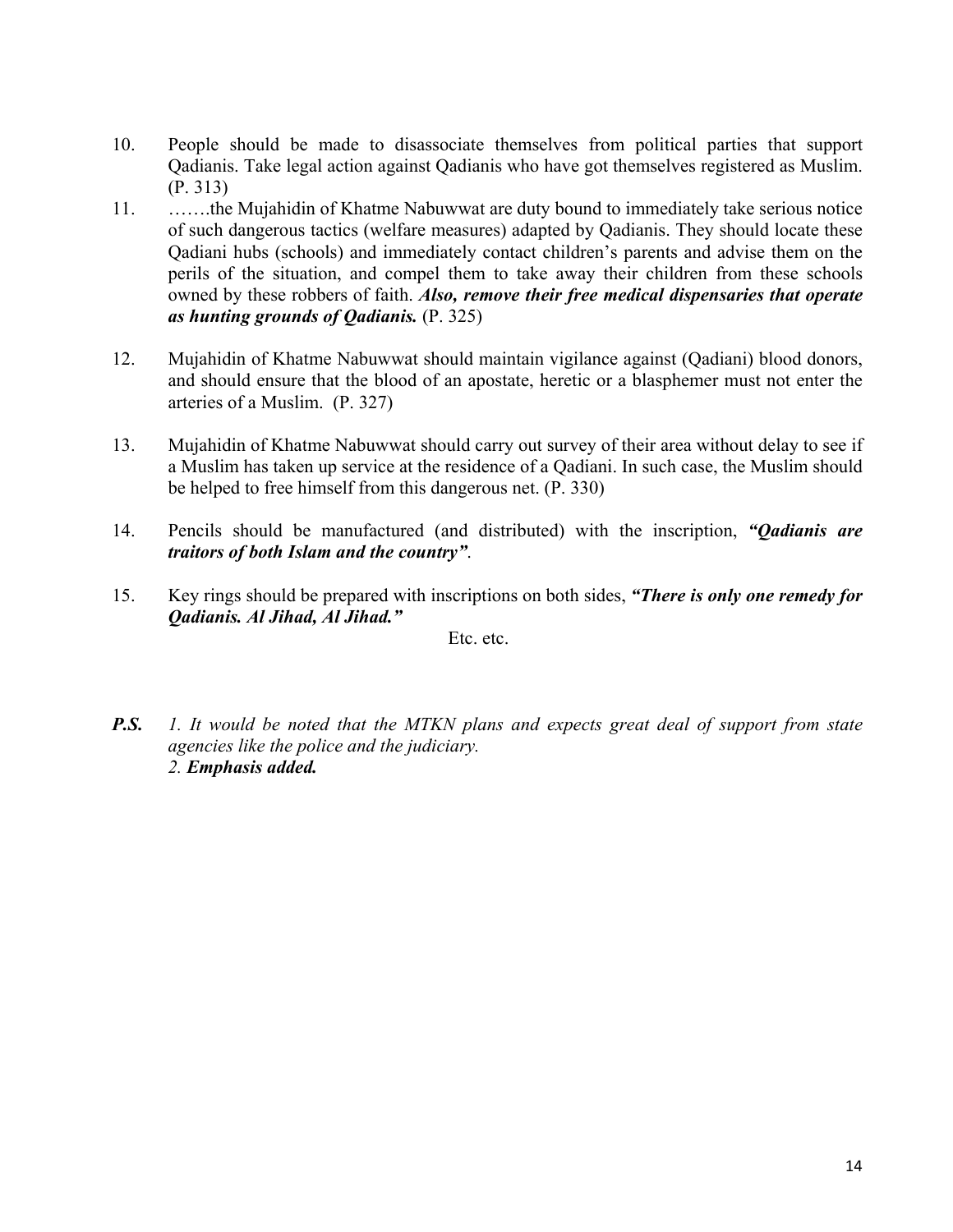10. People should be made to disassociate themselves from political parties that support Qadianis. Take legal action against Qadianis who have got themselves registered as Muslim. (P. 313)

11. …….the Mujahidin of Khatme Nabuwwat are duty bound to immediately take serious notice of such dangerous tactics (welfare measures) adapted by Qadianis. They should locate these Qadiani hubs (schools) and immediately contact children's parents and advise them on the perils of the situation, and compel them to take away their children from these schools owned by these robbers of faith. ***Also, remove their free medical dispensaries that operate as hunting grounds of Qadianis.*** (P. 325)

12. Mujahidin of Khatme Nabuwwat should maintain vigilance against (Qadiani) blood donors, and should ensure that the blood of an apostate, heretic or a blasphemer must not enter the arteries of a Muslim. (P. 327)

13. Mujahidin of Khatme Nabuwwat should carry out survey of their area without delay to see if a Muslim has taken up service at the residence of a Qadiani. In such case, the Muslim should be helped to free himself from this dangerous net. (P. 330)

14. Pencils should be manufactured (and distributed) with the inscription, ***"Qadianis are traitors of both Islam and the country"***.

15. Key rings should be prepared with inscriptions on both sides, ***"There is only one remedy for Qadianis. Al Jihad, Al Jihad."***

Etc. etc.

***P.S.*** *1. It would be noted that the MTKN plans and expects great deal of support from state agencies like the police and the judiciary.*
*2.* ***Emphasis added.***